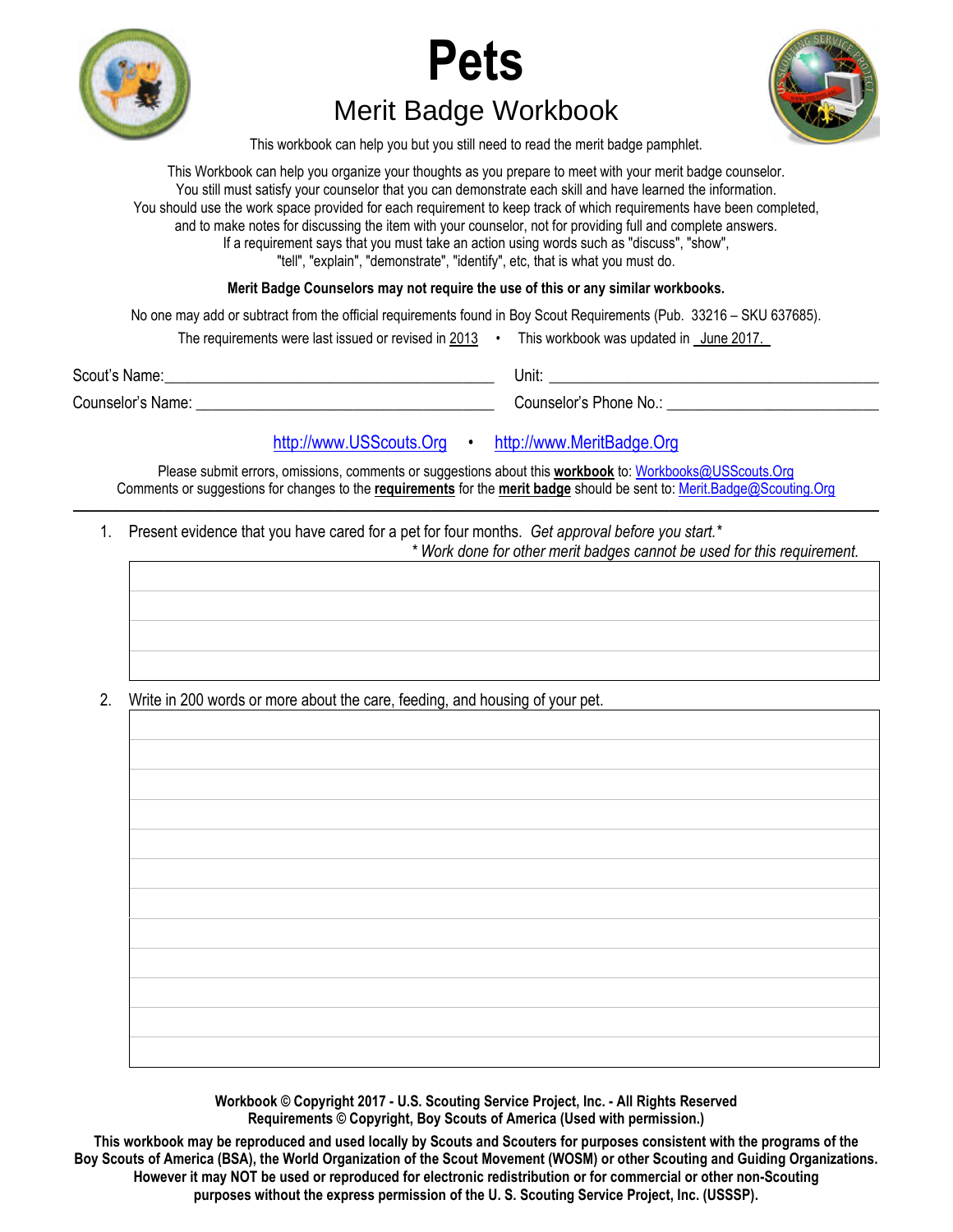# Pets

## Merit Badge Workbook

This workbook can help you but you still need to read the merit badge pamphlet.

This Workbook can help you organize your thoughts as you prepare to meet with your merit badge counselor. You still must satisfy your counselor that you can demonstrate each skill and have learned the information. You should use the work space provided for each requirement to keep track of which requirements have been completed, and to make notes for discussing the item with your counselor, not for providing full and complete answers. If a requirement says that you must take an action using words such as "discuss", "show", "tell", "explain", "demonstrate", "identify", etc, that is what you must do.

**Merit Badge Counselors may not require the use of this or any similar workbooks.**

No one may add or subtract from the official requirements found in Boy Scout Requirements (Pub. 33216 – SKU 637685).

The requirements were last issued or revised in 2013 • This workbook was updated in June 2017.

Scout's Name:________________________________ Unit: ________________________________

Counselor's Name: ____________________________ Counselor's Phone No.: ________________________

http://www.USScouts.Org • http://www.MeritBadge.Org

Please submit errors, omissions, comments or suggestions about this **workbook** to: Workbooks@USScouts.Org
Comments or suggestions for changes to the **requirements** for the **merit badge** should be sent to: Merit.Badge@Scouting.Org

---

1. Present evidence that you have cared for a pet for four months. *Get approval before you start.\**
   *\* Work done for other merit badges cannot be used for this requirement.*

2. Write in 200 words or more about the care, feeding, and housing of your pet.

**Workbook © Copyright 2017 - U.S. Scouting Service Project, Inc. - All Rights Reserved**
**Requirements © Copyright, Boy Scouts of America (Used with permission.)**

**This workbook may be reproduced and used locally by Scouts and Scouters for purposes consistent with the programs of the Boy Scouts of America (BSA), the World Organization of the Scout Movement (WOSM) or other Scouting and Guiding Organizations. However it may NOT be used or reproduced for electronic redistribution or for commercial or other non-Scouting purposes without the express permission of the U. S. Scouting Service Project, Inc. (USSSP).**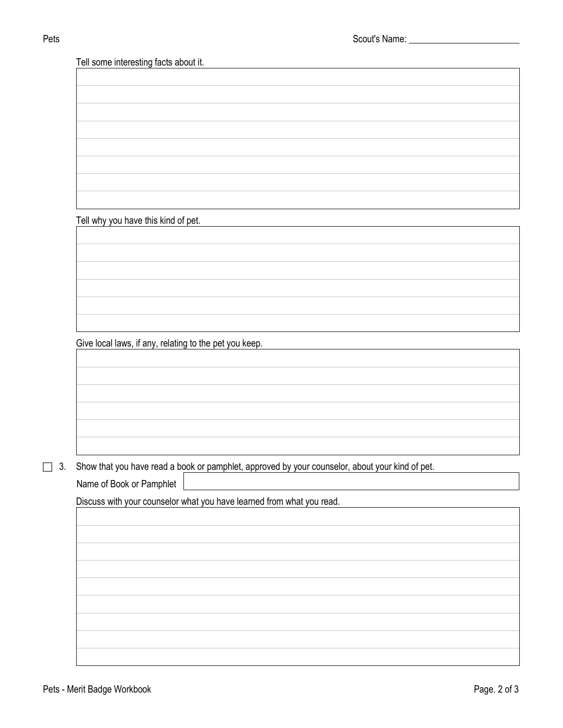Scout's Name: ________________________

Tell some interesting facts about it.

|  |
|---|
|  |
|  |
|  |
|  |
|  |
|  |
|  |

Tell why you have this kind of pet.

|  |
|---|
|  |
|  |
|  |
|  |
|  |

Give local laws, if any, relating to the pet you keep.

|  |
|---|
|  |
|  |
|  |
|  |
|  |

☐ 3. Show that you have read a book or pamphlet, approved by your counselor, about your kind of pet.

Name of Book or Pamphlet ______________________________

Discuss with your counselor what you have learned from what you read.

|  |
|---|
|  |
|  |
|  |
|  |
|  |
|  |
|  |
|  |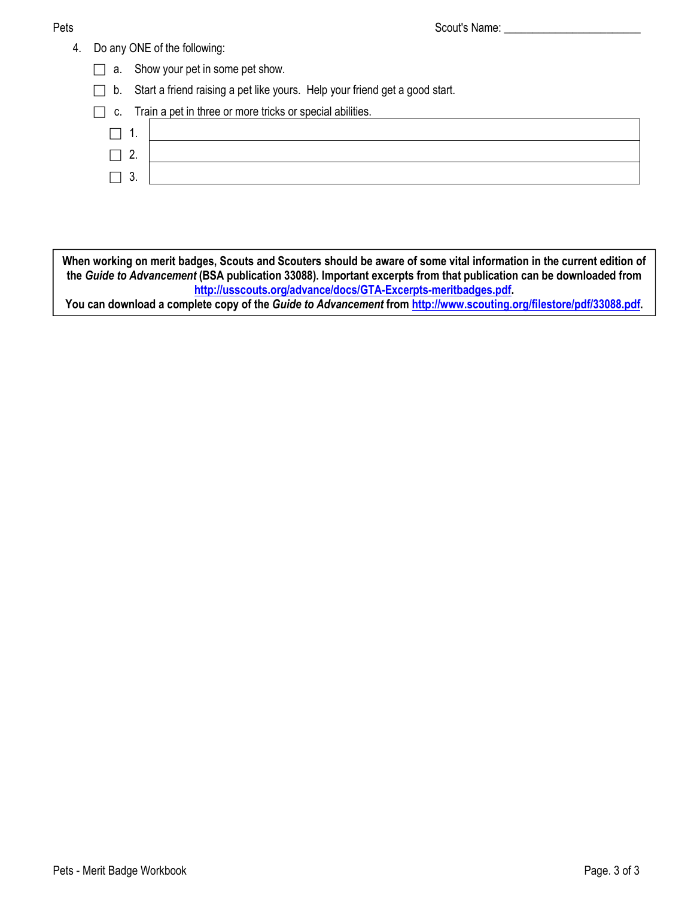Scout's Name: ________________________

4. Do any ONE of the following:

   - [ ] a. Show your pet in some pet show.
   - [ ] b. Start a friend raising a pet like yours. Help your friend get a good start.
   - [ ] c. Train a pet in three or more tricks or special abilities.

| | |
|---|---|
| ☐ 1. | |
| ☐ 2. | |
| ☐ 3. | |

**When working on merit badges, Scouts and Scouters should be aware of some vital information in the current edition of the *Guide to Advancement* (BSA publication 33088). Important excerpts from that publication can be downloaded from http://usscouts.org/advance/docs/GTA-Excerpts-meritbadges.pdf.**
**You can download a complete copy of the *Guide to Advancement* from http://www.scouting.org/filestore/pdf/33088.pdf.**